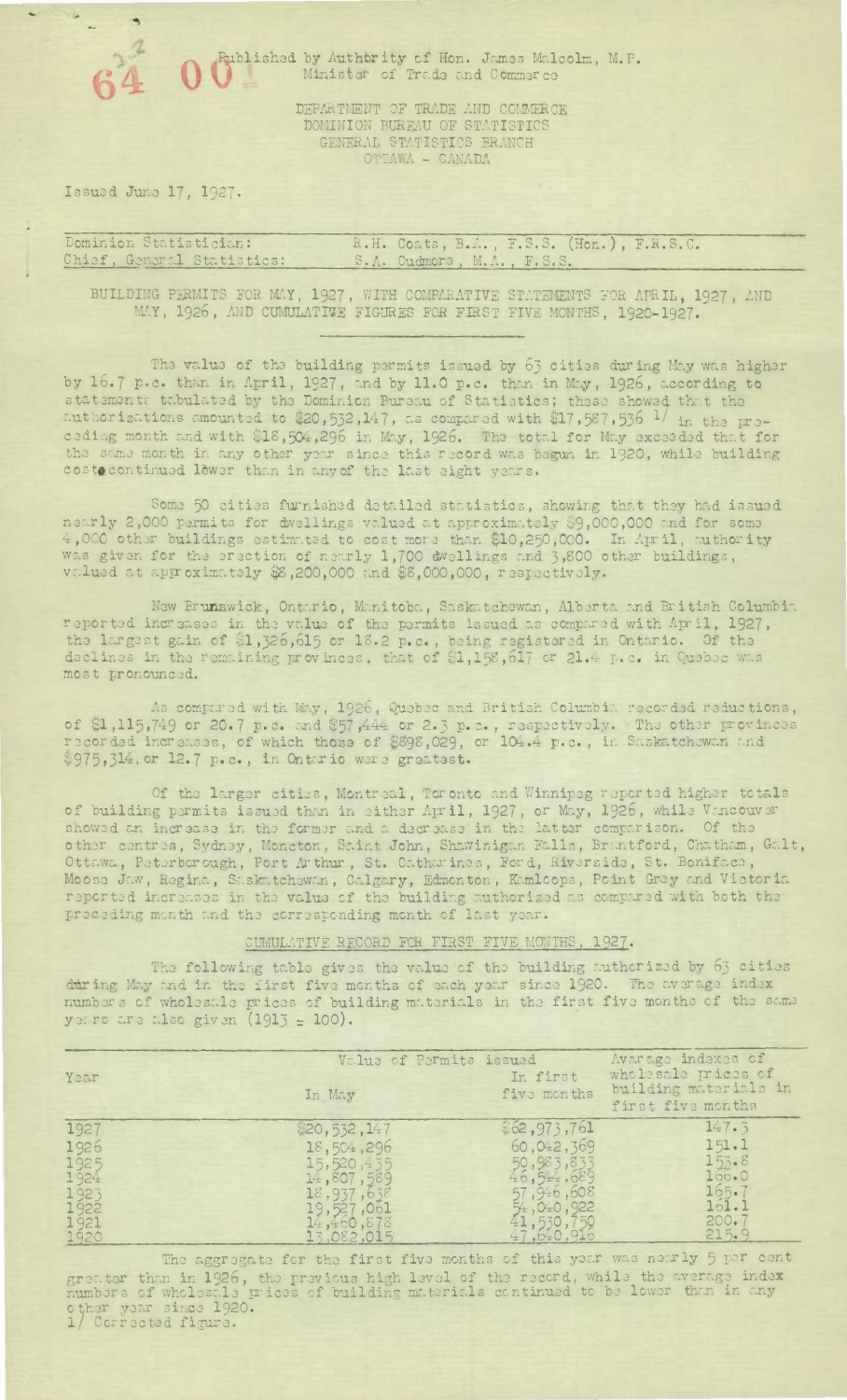Published by Authority of Hon. James Malcolm, M.P.
Minister of Trade and Commerce

DEPARTMENT OF TRADE AND COMMERCE
DOMINION BUREAU OF STATISTICS
GENERAL STATISTICS BRANCH
OTTAWA - CANADA

Issued June 17, 1927.

| | |
|---|---|
| Dominion Statistician: | R.H. Coats, B.A., F.S.S. (Hon.), F.R.S.C. |
| Chief, General Statistics: | S.A. Cudmore, M.A., F.S.S. |

## BUILDING PERMITS FOR MAY, 1927, WITH COMPARATIVE STATEMENTS FOR APRIL, 1927, AND MAY, 1926, AND CUMULATIVE FIGURES FOR FIRST FIVE MONTHS, 1920-1927.

The value of the building permits issued by 63 cities during May was higher by 16.7 p.c. than in April, 1927, and by 11.0 p.c. than in May, 1926, according to statements tabulated by the Dominion Bureau of Statistics; these showed that the authorizations amounted to $20,532,147, as compared with $17,587,536 [1] in the preceding month and with $18,504,296 in May, 1926. The total for May exceeded that for the same month in any other year since this record was begun in 1920, while building costs continued lower than in any of the last eight years.

Some 50 cities furnished detailed statistics, showing that they had issued nearly 2,000 permits for dwellings valued at approximately $9,000,000 and for some 4,000 other buildings estimated to cost more than $10,250,000. In April, authority was given for the erection of nearly 1,700 dwellings and 3,800 other buildings, valued at approximately $8,200,000 and $8,000,000, respectively.

New Brunswick, Ontario, Manitoba, Saskatchewan, Alberta and British Columbia reported increases in the value of the permits issued as compared with April, 1927, the largest gain of $1,326,615 or 18.2 p.c., being registered in Ontario. Of the declines in the remaining provinces, that of $1,158,617 or 21.4 p.c. in Quebec was most pronounced.

As compared with May, 1926, Quebec and British Columbia recorded reductions, of $1,115,749 or 20.7 p.c. and $57,444 or 2.3 p.c., respectively. The other provinces recorded increases, of which those of $898,029, or 104.4 p.c., in Saskatchewan and $975,314, or 12.7 p.c., in Ontario were greatest.

Of the larger cities, Montreal, Toronto and Winnipeg reported higher totals of building permits issued than in either April, 1927, or May, 1926, while Vancouver showed an increase in the former and a decrease in the latter comparison. Of the other centres, Sydney, Moncton, Saint John, Shawinigan Falls, Brantford, Chatham, Galt, Ottawa, Peterborough, Port Arthur, St. Catharines, Ford, Riverside, St. Boniface, Moose Jaw, Regina, Saskatchewan, Calgary, Edmonton, Kamloops, Point Grey and Victoria reported increases in the value of the building authorized as compared with both the preceding month and the corresponding month of last year.

### CUMULATIVE RECORD FOR FIRST FIVE MONTHS, 1927.

The following table gives the value of the building authorized by 63 cities during May and in the first five months of each year since 1920. The average index numbers of wholesale prices of building materials in the first five months of the same years are also given (1913 = 100).

| Year | Value of Permits issued | | Average indexes of wholesale prices of building materials in first five months |
|---|---|---|---|
| | In May | In first five months | |
| 1927 | $20,532,147 | $62,973,761 | 147.3 |
| 1926 | 18,504,296 | 60,042,369 | 151.1 |
| 1925 | 15,520,455 | 50,983,833 | 153.8 |
| 1924 | 14,807,589 | 46,544,689 | 160.0 |
| 1923 | 18,937,638 | 57,946,608 | 165.7 |
| 1922 | 19,527,061 | 54,040,922 | 161.1 |
| 1921 | 14,460,878 | 41,530,759 | 200.7 |
| 1920 | 13,082,015 | 47,640,916 | 215.9 |

The aggregate for the first five months of this year was nearly 5 per cent greater than in 1926, the previous high level of the record, while the average index numbers of wholesale prices of building materials continued to be lower than in any other year since 1920.

1/ Corrected figure.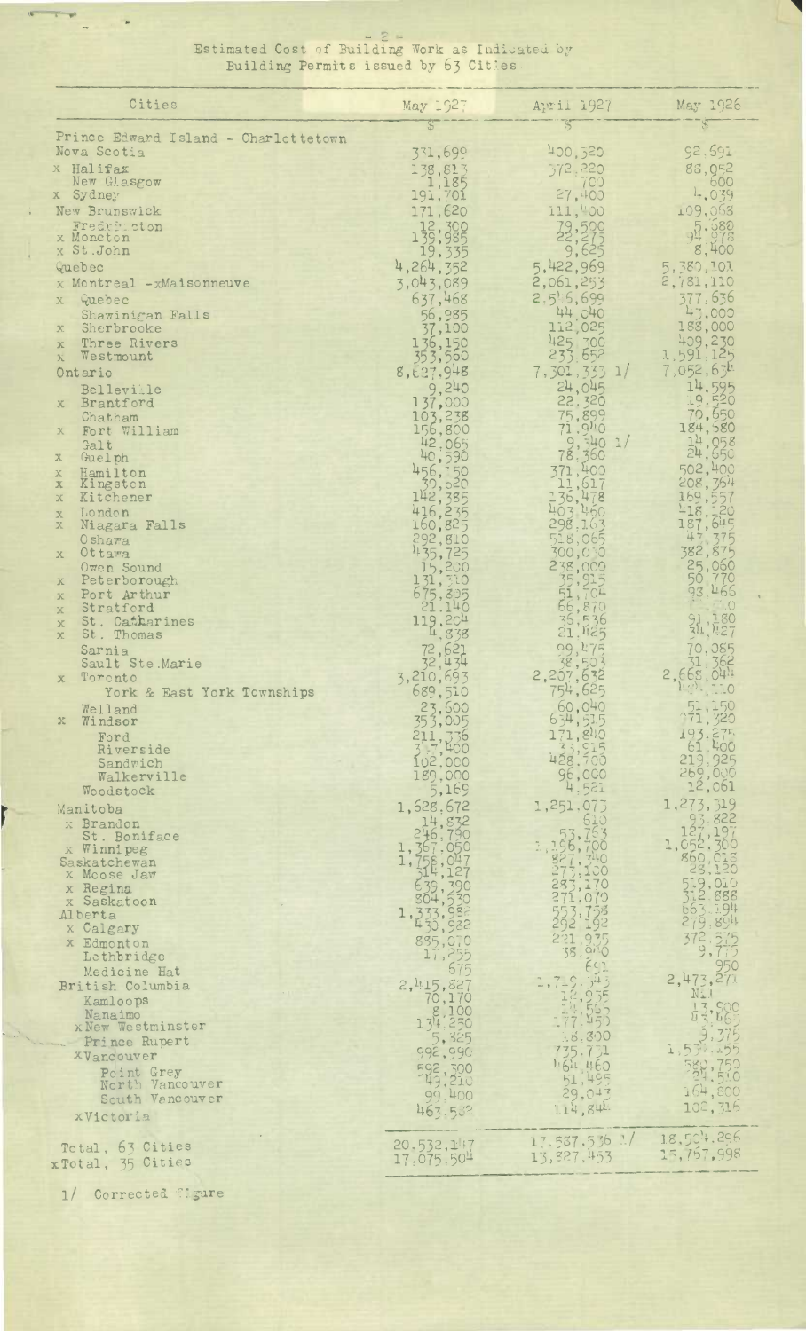Estimated Cost of Building Work as Indicated by Building Permits issued by 63 Cities.

| Cities | May 1927 | April 1927 | May 1926 |
|---|---|---|---|
| | $ | $ | $ |
| Prince Edward Island - Charlottetown | | | |
| Nova Scotia | 331,699 | 400,320 | 92,691 |
| x Halifax | 138,813 | 372,220 | 88,052 |
| New Glasgow | 1,185 | 700 | 600 |
| x Sydney | 191,701 | 27,400 | 4,039 |
| New Brunswick | 171,620 | 111,400 | 109,068 |
| Fredericton | 12,300 | 79,590 | 5,680 |
| x Moncton | 139,985 | 22,275 | 94,978 |
| x St.John | 19,335 | 9,625 | 8,400 |
| Quebec | 4,264,352 | 5,422,969 | 5,380,101 |
| x Montreal -xMaisonneuve | 3,043,089 | 2,061,253 | 2,781,110 |
| x Quebec | 637,468 | 2,516,699 | 377,636 |
| Shawinigan Falls | 56,985 | 44,040 | 43,000 |
| x Sherbrooke | 37,100 | 112,025 | 188,000 |
| x Three Rivers | 136,150 | 425,300 | 409,230 |
| x Westmount | 353,560 | 233,652 | 1,591,125 |
| Ontario | 8,627,948 | 7,301,333 1/ | 7,052,674 |
| Belleville | 9,240 | 24,045 | 14,595 |
| x Brantford | 137,000 | 22,320 | 19,520 |
| Chatham | 103,238 | 75,899 | 70,650 |
| x Fort William | 156,800 | 71,940 | 184,580 |
| Galt | 42,065 | 9,340 1/ | 14,058 |
| x Guelph | 40,590 | 78,360 | 24,650 |
| x Hamilton | 456,750 | 371,400 | 502,400 |
| x Kingston | 30,020 | 11,617 | 208,364 |
| x Kitchener | 142,385 | 136,478 | 169,557 |
| x London | 416,235 | 403,460 | 418,120 |
| x Niagara Falls | 160,825 | 298,163 | 187,645 |
| Oshawa | 292,810 | 518,065 | 47,375 |
| x Ottawa | 435,725 | 300,030 | 382,875 |
| Owen Sound | 15,200 | 238,000 | 25,060 |
| x Peterborough | 131,310 | 35,915 | 50,770 |
| x Port Arthur | 675,805 | 51,704 | 93,466 |
| x Stratford | 21,140 | 66,870 | 0 |
| x St. Catharines | 119,204 | 36,536 | 91,180 |
| x St. Thomas | 4,838 | 21,425 | 34,427 |
| Sarnia | 72,621 | 99,475 | 70,085 |
| Sault Ste.Marie | 32,434 | 38,503 | 31,362 |
| x Toronto | 3,210,693 | 2,207,632 | 2,668,044 |
| York & East York Townships | 689,510 | 754,625 | 484,110 |
| Welland | 23,600 | 60,040 | 51,150 |
| x Windsor | 353,005 | 634,515 | 771,320 |
| Ford | 211,336 | 171,840 | 193,275 |
| Riverside | 317,400 | 33,915 | 61,400 |
| Sandwich | 102,000 | 428,700 | 219,925 |
| Walkerville | 189,000 | 96,000 | 269,000 |
| Woodstock | 5,169 | 4,521 | 12,061 |
| Manitoba | 1,628,672 | 1,251,073 | 1,273,319 |
| x Brandon | 14,832 | 610 | 93,822 |
| St. Boniface | 246,790 | 53,763 | 127,197 |
| x Winnipeg | 1,367,050 | 1,196,700 | 1,052,300 |
| Saskatchewan | 1,758,047 | 827,340 | 860,018 |
| x Moose Jaw | 314,127 | 273,100 | 28,120 |
| x Regina | 639,390 | 283,170 | 519,010 |
| x Saskatoon | 804,530 | 271,070 | 312,888 |
| Alberta | 1,333,982 | 553,758 | 663,194 |
| x Calgary | 430,922 | 292,192 | 279,894 |
| x Edmonton | 885,070 | 221,935 | 372,575 |
| Lethbridge | 17,255 | 38,940 | 9,775 |
| Medicine Hat | 675 | 691 | 950 |
| British Columbia | 2,415,827 | 1,719,543 | 2,473,271 |
| Kamloops | 70,170 | 12,935 | Nil |
| Nanaimo | 8,100 | 14,565 | 13,500 |
| x New Westminster | 134,250 | 177,450 | 83,465 |
| Prince Rupert | 5,325 | 18,800 | 9,775 |
| x Vancouver | 992,990 | 735,731 | 1,539,255 |
| Point Grey | 592,300 | 464,460 | 580,750 |
| North Vancouver | 49,210 | 51,495 | 25,510 |
| South Vancouver | 99,400 | 29,043 | 164,800 |
| x Victoria | 463,582 | 114,841 | 102,316 |
| Total, 63 Cities | 20,532,147 | 17,537,536 1/ | 18,504,296 |
| x Total, 35 Cities | 17,075,504 | 13,827,453 | 15,757,998 |

1/ Corrected figure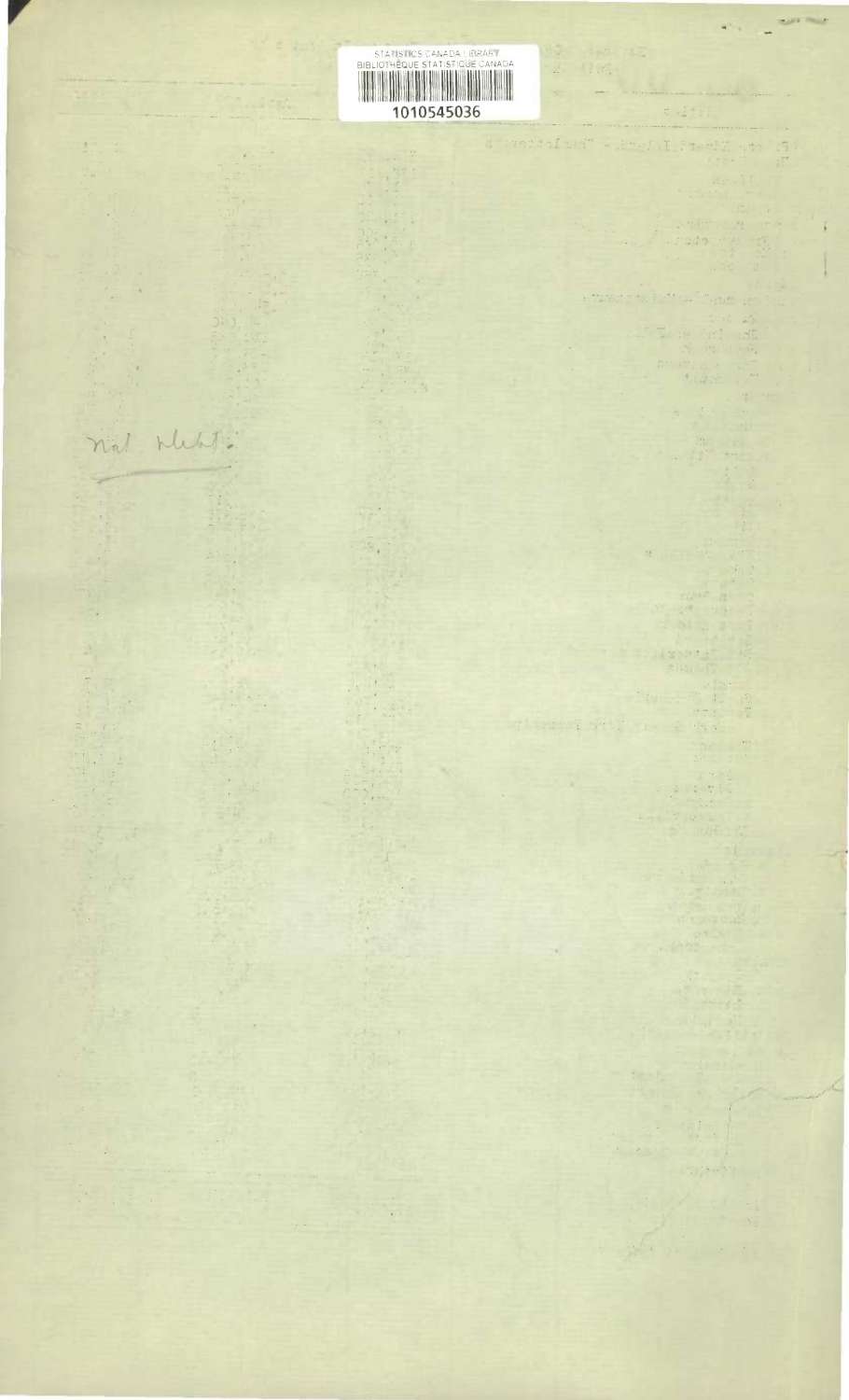STATISTICS CANADA LIBRARY
BIBLIOTHÈQUE STATISTIQUE CANADA

1010545036